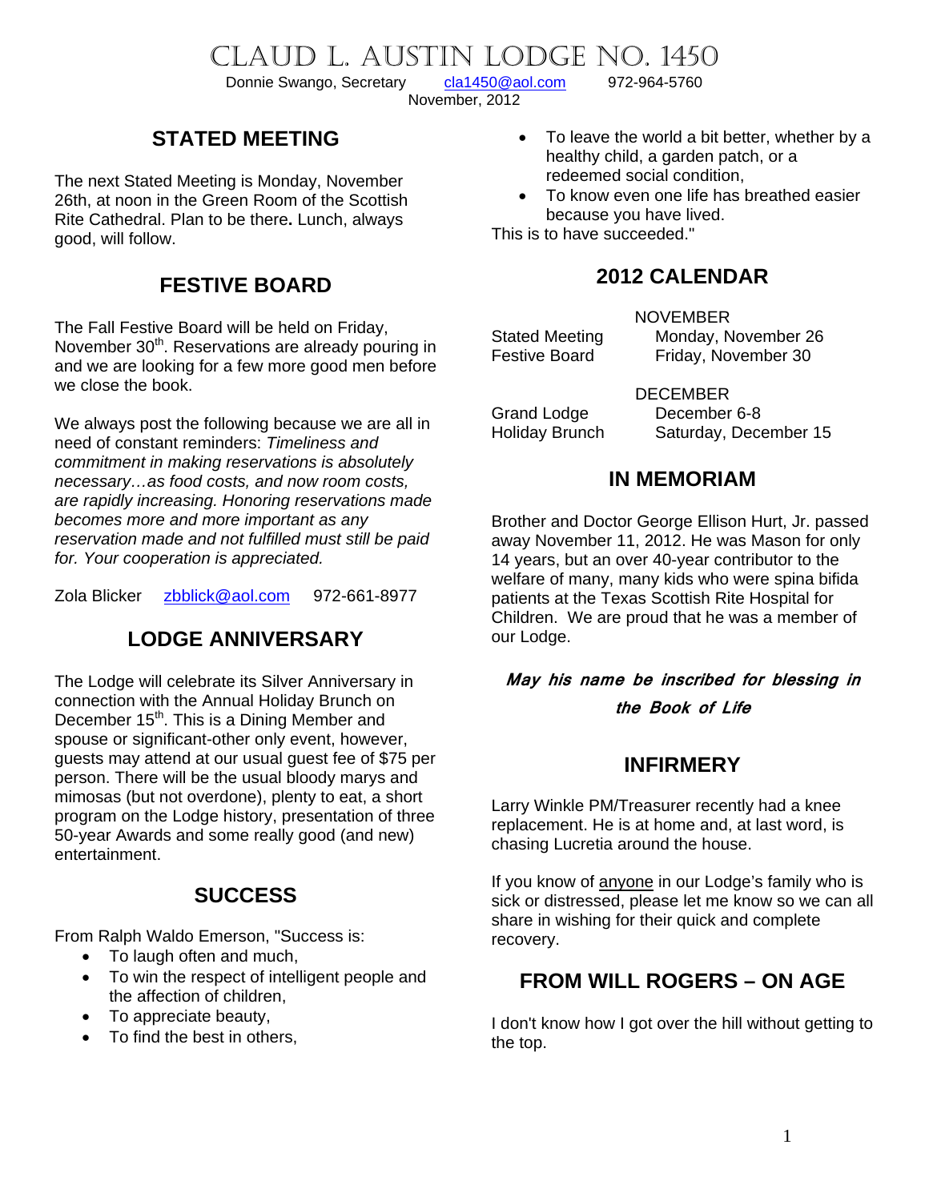# CLAUD L. AUSTIN LODGE NO. 1450

Donnie Swango, Secretary   cla1450@aol.com   972-964-5760

November, 2012

## STATED MEETING

The next Stated Meeting is Monday, November 26th, at noon in the Green Room of the Scottish Rite Cathedral. Plan to be there**.** Lunch, always good, will follow.

## FESTIVE BOARD

The Fall Festive Board will be held on Friday, November 30th. Reservations are already pouring in and we are looking for a few more good men before we close the book.

We always post the following because we are all in need of constant reminders: *Timeliness and commitment in making reservations is absolutely necessary…as food costs, and now room costs, are rapidly increasing. Honoring reservations made becomes more and more important as any reservation made and not fulfilled must still be paid for. Your cooperation is appreciated.*

Zola Blicker   zbblick@aol.com   972-661-8977

## LODGE ANNIVERSARY

The Lodge will celebrate its Silver Anniversary in connection with the Annual Holiday Brunch on December 15th. This is a Dining Member and spouse or significant-other only event, however, guests may attend at our usual guest fee of $75 per person. There will be the usual bloody marys and mimosas (but not overdone), plenty to eat, a short program on the Lodge history, presentation of three 50-year Awards and some really good (and new) entertainment.

## SUCCESS

From Ralph Waldo Emerson, "Success is:

- To laugh often and much,
- To win the respect of intelligent people and the affection of children,
- To appreciate beauty,
- To find the best in others,
- To leave the world a bit better, whether by a healthy child, a garden patch, or a redeemed social condition,
- To know even one life has breathed easier because you have lived.

This is to have succeeded."

## 2012 CALENDAR

| | NOVEMBER |
|---|---|
| Stated Meeting | Monday, November 26 |
| Festive Board | Friday, November 30 |
| | DECEMBER |
| Grand Lodge | December 6-8 |
| Holiday Brunch | Saturday, December 15 |

## IN MEMORIAM

Brother and Doctor George Ellison Hurt, Jr. passed away November 11, 2012. He was Mason for only 14 years, but an over 40-year contributor to the welfare of many, many kids who were spina bifida patients at the Texas Scottish Rite Hospital for Children. We are proud that he was a member of our Lodge.

***May his name be inscribed for blessing in the Book of Life***

## INFIRMERY

Larry Winkle PM/Treasurer recently had a knee replacement. He is at home and, at last word, is chasing Lucretia around the house.

If you know of anyone in our Lodge's family who is sick or distressed, please let me know so we can all share in wishing for their quick and complete recovery.

## FROM WILL ROGERS – ON AGE

I don't know how I got over the hill without getting to the top.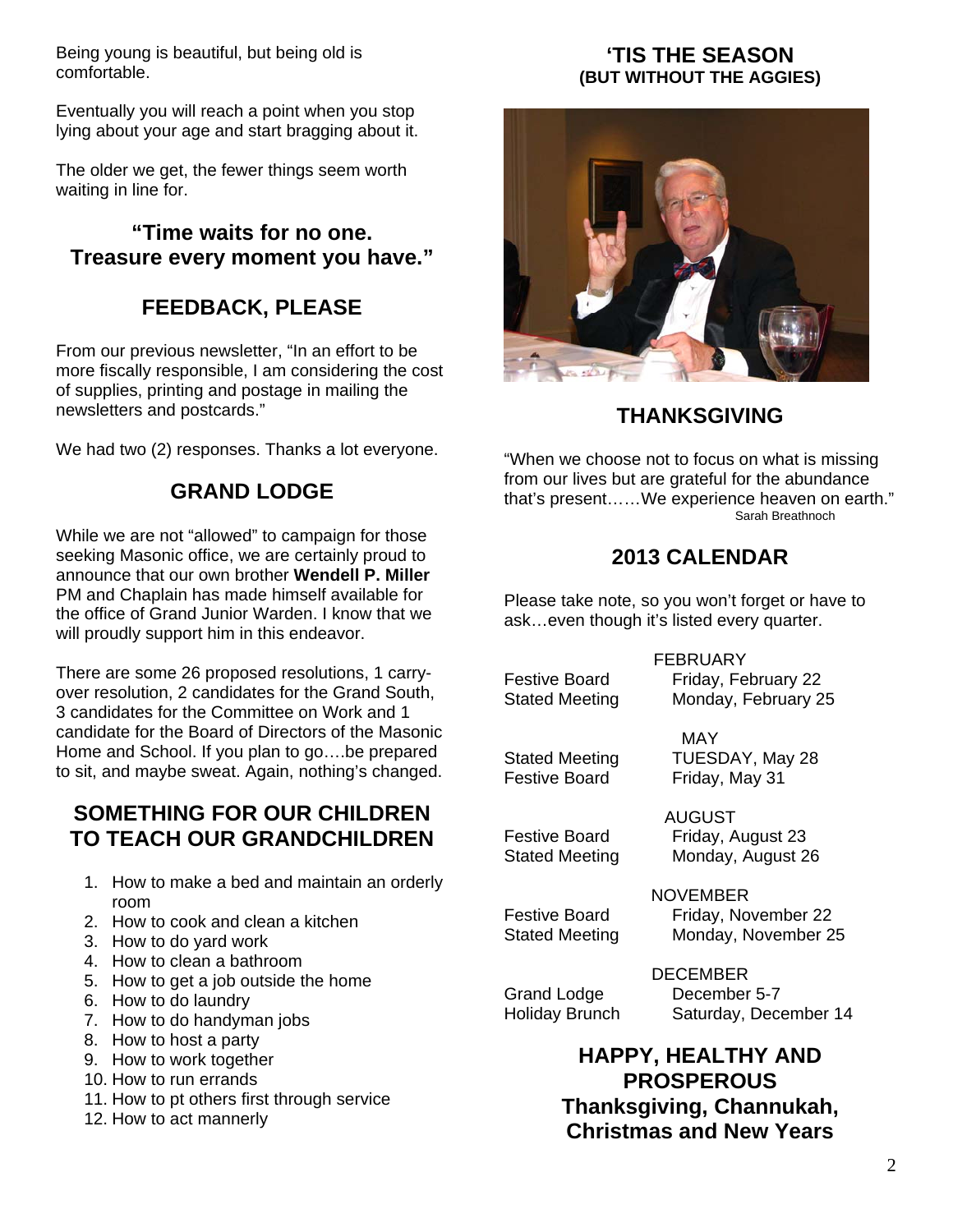Being young is beautiful, but being old is comfortable.

Eventually you will reach a point when you stop lying about your age and start bragging about it.

The older we get, the fewer things seem worth waiting in line for.

## "Time waits for no one. Treasure every moment you have."

## FEEDBACK, PLEASE

From our previous newsletter, "In an effort to be more fiscally responsible, I am considering the cost of supplies, printing and postage in mailing the newsletters and postcards."

We had two (2) responses. Thanks a lot everyone.

## GRAND LODGE

While we are not "allowed" to campaign for those seeking Masonic office, we are certainly proud to announce that our own brother **Wendell P. Miller** PM and Chaplain has made himself available for the office of Grand Junior Warden. I know that we will proudly support him in this endeavor.

There are some 26 proposed resolutions, 1 carry-over resolution, 2 candidates for the Grand South, 3 candidates for the Committee on Work and 1 candidate for the Board of Directors of the Masonic Home and School. If you plan to go….be prepared to sit, and maybe sweat. Again, nothing's changed.

## SOMETHING FOR OUR CHILDREN TO TEACH OUR GRANDCHILDREN

1. How to make a bed and maintain an orderly room
2. How to cook and clean a kitchen
3. How to do yard work
4. How to clean a bathroom
5. How to get a job outside the home
6. How to do laundry
7. How to do handyman jobs
8. How to host a party
9. How to work together
10. How to run errands
11. How to pt others first through service
12. How to act mannerly

## 'TIS THE SEASON
### (BUT WITHOUT THE AGGIES)

## THANKSGIVING

"When we choose not to focus on what is missing from our lives but are grateful for the abundance that's present……We experience heaven on earth."
Sarah Breathnoch

## 2013 CALENDAR

Please take note, so you won't forget or have to ask…even though it's listed every quarter.

| | |
|---|---|
| | FEBRUARY |
| Festive Board | Friday, February 22 |
| Stated Meeting | Monday, February 25 |
| | MAY |
| Stated Meeting | TUESDAY, May 28 |
| Festive Board | Friday, May 31 |
| | AUGUST |
| Festive Board | Friday, August 23 |
| Stated Meeting | Monday, August 26 |
| | NOVEMBER |
| Festive Board | Friday, November 22 |
| Stated Meeting | Monday, November 25 |
| | DECEMBER |
| Grand Lodge | December 5-7 |
| Holiday Brunch | Saturday, December 14 |

## HAPPY, HEALTHY AND PROSPEROUS Thanksgiving, Channukah, Christmas and New Years